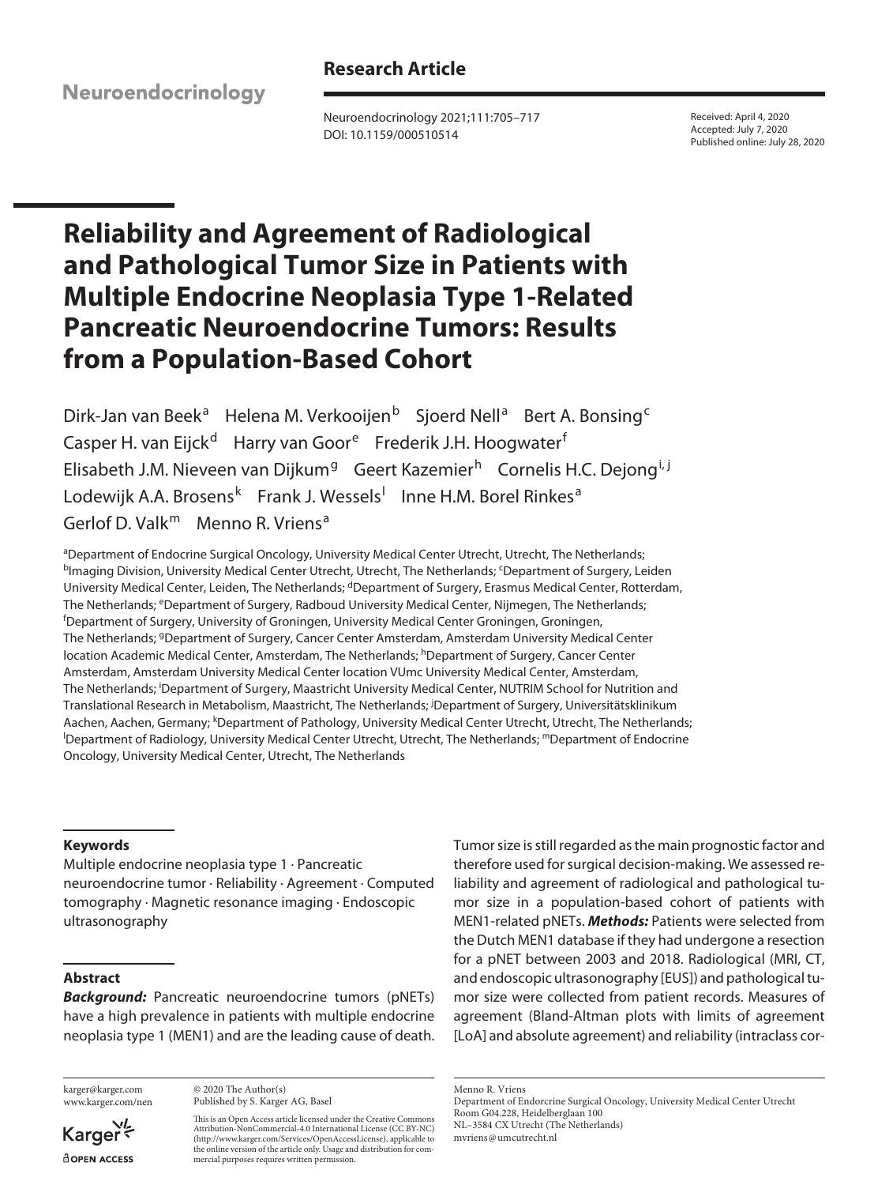Neuroendocrinology

**Research Article**

Neuroendocrinology 2021;111:705–717
DOI: 10.1159/000510514

Received: April 4, 2020
Accepted: July 7, 2020
Published online: July 28, 2020

# Reliability and Agreement of Radiological and Pathological Tumor Size in Patients with Multiple Endocrine Neoplasia Type 1-Related Pancreatic Neuroendocrine Tumors: Results from a Population-Based Cohort

Dirk-Jan van Beek[a] Helena M. Verkooijen[b] Sjoerd Nell[a] Bert A. Bonsing[c] Casper H. van Eijck[d] Harry van Goor[e] Frederik J.H. Hoogwater[f] Elisabeth J.M. Nieveen van Dijkum[g] Geert Kazemier[h] Cornelis H.C. Dejong[i, j] Lodewijk A.A. Brosens[k] Frank J. Wessels[l] Inne H.M. Borel Rinkes[a] Gerlof D. Valk[m] Menno R. Vriens[a]

[a]Department of Endocrine Surgical Oncology, University Medical Center Utrecht, Utrecht, The Netherlands; [b]Imaging Division, University Medical Center Utrecht, Utrecht, The Netherlands; [c]Department of Surgery, Leiden University Medical Center, Leiden, The Netherlands; [d]Department of Surgery, Erasmus Medical Center, Rotterdam, The Netherlands; [e]Department of Surgery, Radboud University Medical Center, Nijmegen, The Netherlands; [f]Department of Surgery, University of Groningen, University Medical Center Groningen, Groningen, The Netherlands; [g]Department of Surgery, Cancer Center Amsterdam, Amsterdam University Medical Center location Academic Medical Center, Amsterdam, The Netherlands; [h]Department of Surgery, Cancer Center Amsterdam, Amsterdam University Medical Center location VUmc University Medical Center, Amsterdam, The Netherlands; [i]Department of Surgery, Maastricht University Medical Center, NUTRIM School for Nutrition and Translational Research in Metabolism, Maastricht, The Netherlands; [j]Department of Surgery, Universitätsklinikum Aachen, Aachen, Germany; [k]Department of Pathology, University Medical Center Utrecht, Utrecht, The Netherlands; [l]Department of Radiology, University Medical Center Utrecht, Utrecht, The Netherlands; [m]Department of Endocrine Oncology, University Medical Center, Utrecht, The Netherlands

### Keywords

Multiple endocrine neoplasia type 1 · Pancreatic neuroendocrine tumor · Reliability · Agreement · Computed tomography · Magnetic resonance imaging · Endoscopic ultrasonography

### Abstract

***Background:*** Pancreatic neuroendocrine tumors (pNETs) have a high prevalence in patients with multiple endocrine neoplasia type 1 (MEN1) and are the leading cause of death. Tumor size is still regarded as the main prognostic factor and therefore used for surgical decision-making. We assessed reliability and agreement of radiological and pathological tumor size in a population-based cohort of patients with MEN1-related pNETs. ***Methods:*** Patients were selected from the Dutch MEN1 database if they had undergone a resection for a pNET between 2003 and 2018. Radiological (MRI, CT, and endoscopic ultrasonography [EUS]) and pathological tumor size were collected from patient records. Measures of agreement (Bland-Altman plots with limits of agreement [LoA] and absolute agreement) and reliability (intraclass cor-

karger@karger.com
www.karger.com/nen

© 2020 The Author(s)
Published by S. Karger AG, Basel

This is an Open Access article licensed under the Creative Commons Attribution-NonCommercial-4.0 International License (CC BY-NC) (http://www.karger.com/Services/OpenAccessLicense), applicable to the online version of the article only. Usage and distribution for commercial purposes requires written permission.

Menno R. Vriens
Department of Endorcrine Surgical Oncology, University Medical Center Utrecht
Room G04.228, Heidelberglaan 100
NL–3584 CX Utrecht (The Netherlands)
mvriens@umcutrecht.nl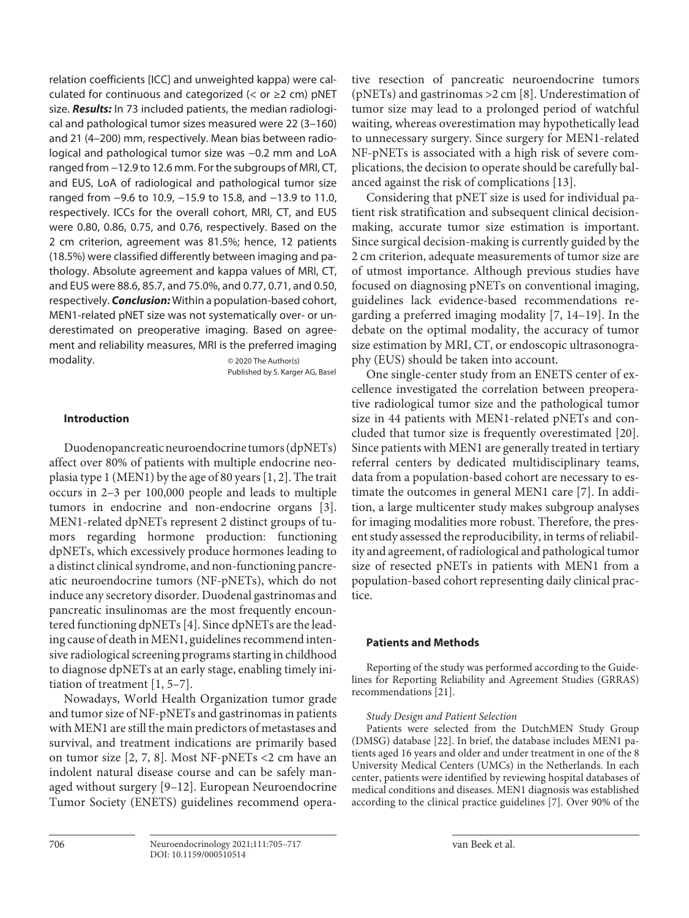relation coefficients [ICC] and unweighted kappa) were calculated for continuous and categorized (< or ≥2 cm) pNET size. ***Results:*** In 73 included patients, the median radiological and pathological tumor sizes measured were 22 (3–160) and 21 (4–200) mm, respectively. Mean bias between radiological and pathological tumor size was −0.2 mm and LoA ranged from −12.9 to 12.6 mm. For the subgroups of MRI, CT, and EUS, LoA of radiological and pathological tumor size ranged from −9.6 to 10.9, −15.9 to 15.8, and −13.9 to 11.0, respectively. ICCs for the overall cohort, MRI, CT, and EUS were 0.80, 0.86, 0.75, and 0.76, respectively. Based on the 2 cm criterion, agreement was 81.5%; hence, 12 patients (18.5%) were classified differently between imaging and pathology. Absolute agreement and kappa values of MRI, CT, and EUS were 88.6, 85.7, and 75.0%, and 0.77, 0.71, and 0.50, respectively. ***Conclusion:*** Within a population-based cohort, MEN1-related pNET size was not systematically over- or underestimated on preoperative imaging. Based on agreement and reliability measures, MRI is the preferred imaging modality.

© 2020 The Author(s)
Published by S. Karger AG, Basel

## Introduction

Duodenopancreatic neuroendocrine tumors (dpNETs) affect over 80% of patients with multiple endocrine neoplasia type 1 (MEN1) by the age of 80 years [1, 2]. The trait occurs in 2–3 per 100,000 people and leads to multiple tumors in endocrine and non-endocrine organs [3]. MEN1-related dpNETs represent 2 distinct groups of tumors regarding hormone production: functioning dpNETs, which excessively produce hormones leading to a distinct clinical syndrome, and non-functioning pancreatic neuroendocrine tumors (NF-pNETs), which do not induce any secretory disorder. Duodenal gastrinomas and pancreatic insulinomas are the most frequently encountered functioning dpNETs [4]. Since dpNETs are the leading cause of death in MEN1, guidelines recommend intensive radiological screening programs starting in childhood to diagnose dpNETs at an early stage, enabling timely initiation of treatment [1, 5–7].

Nowadays, World Health Organization tumor grade and tumor size of NF-pNETs and gastrinomas in patients with MEN1 are still the main predictors of metastases and survival, and treatment indications are primarily based on tumor size [2, 7, 8]. Most NF-pNETs <2 cm have an indolent natural disease course and can be safely managed without surgery [9–12]. European Neuroendocrine Tumor Society (ENETS) guidelines recommend operative resection of pancreatic neuroendocrine tumors (pNETs) and gastrinomas >2 cm [8]. Underestimation of tumor size may lead to a prolonged period of watchful waiting, whereas overestimation may hypothetically lead to unnecessary surgery. Since surgery for MEN1-related NF-pNETs is associated with a high risk of severe complications, the decision to operate should be carefully balanced against the risk of complications [13].

Considering that pNET size is used for individual patient risk stratification and subsequent clinical decision-making, accurate tumor size estimation is important. Since surgical decision-making is currently guided by the 2 cm criterion, adequate measurements of tumor size are of utmost importance. Although previous studies have focused on diagnosing pNETs on conventional imaging, guidelines lack evidence-based recommendations regarding a preferred imaging modality [7, 14–19]. In the debate on the optimal modality, the accuracy of tumor size estimation by MRI, CT, or endoscopic ultrasonography (EUS) should be taken into account.

One single-center study from an ENETS center of excellence investigated the correlation between preoperative radiological tumor size and the pathological tumor size in 44 patients with MEN1-related pNETs and concluded that tumor size is frequently overestimated [20]. Since patients with MEN1 are generally treated in tertiary referral centers by dedicated multidisciplinary teams, data from a population-based cohort are necessary to estimate the outcomes in general MEN1 care [7]. In addition, a large multicenter study makes subgroup analyses for imaging modalities more robust. Therefore, the present study assessed the reproducibility, in terms of reliability and agreement, of radiological and pathological tumor size of resected pNETs in patients with MEN1 from a population-based cohort representing daily clinical practice.

## Patients and Methods

Reporting of the study was performed according to the Guidelines for Reporting Reliability and Agreement Studies (GRRAS) recommendations [21].

### *Study Design and Patient Selection*

Patients were selected from the DutchMEN Study Group (DMSG) database [22]. In brief, the database includes MEN1 patients aged 16 years and older and under treatment in one of the 8 University Medical Centers (UMCs) in the Netherlands. In each center, patients were identified by reviewing hospital databases of medical conditions and diseases. MEN1 diagnosis was established according to the clinical practice guidelines [7]. Over 90% of the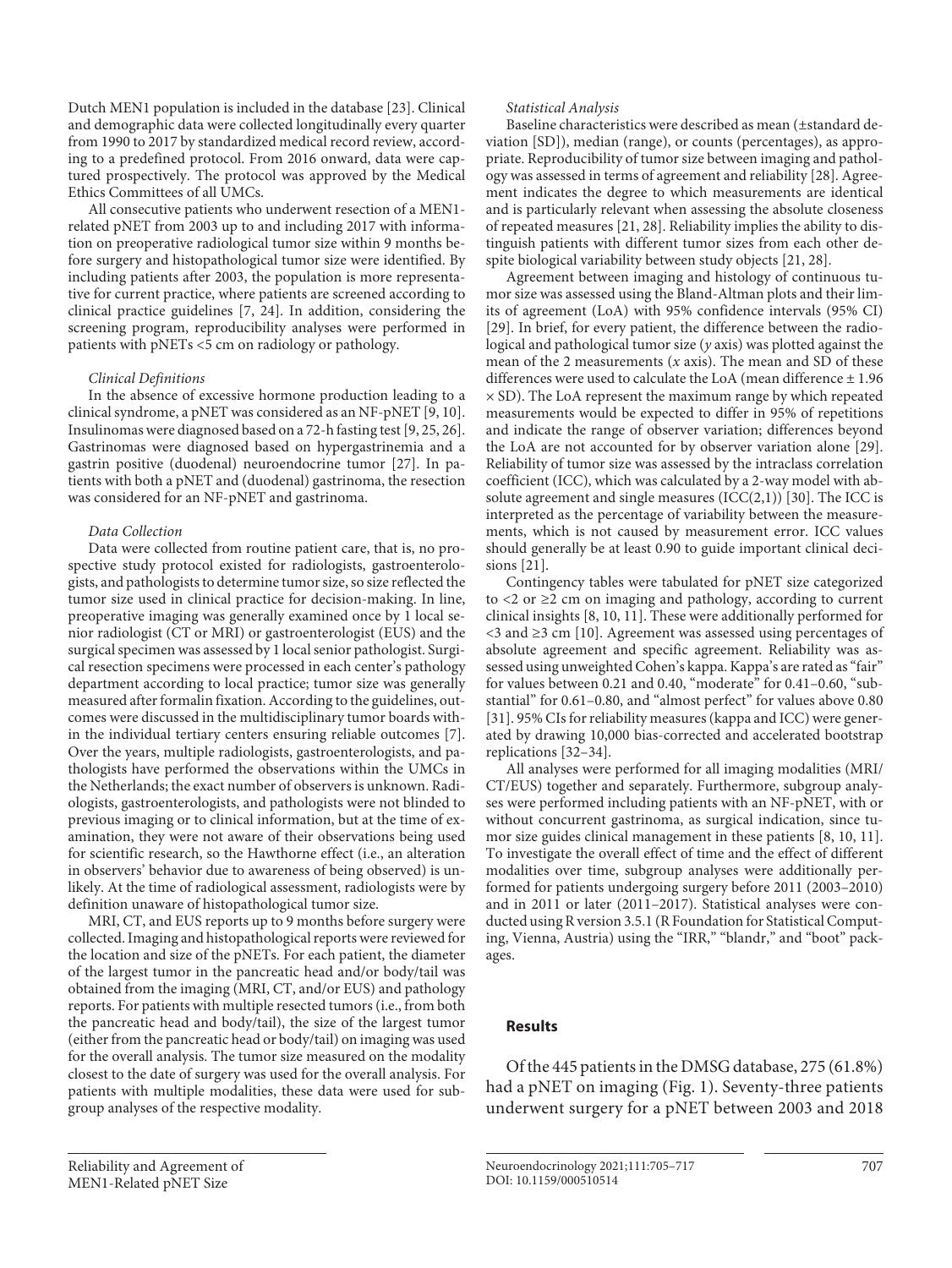Dutch MEN1 population is included in the database [23]. Clinical and demographic data were collected longitudinally every quarter from 1990 to 2017 by standardized medical record review, according to a predefined protocol. From 2016 onward, data were captured prospectively. The protocol was approved by the Medical Ethics Committees of all UMCs.

All consecutive patients who underwent resection of a MEN1-related pNET from 2003 up to and including 2017 with information on preoperative radiological tumor size within 9 months before surgery and histopathological tumor size were identified. By including patients after 2003, the population is more representative for current practice, where patients are screened according to clinical practice guidelines [7, 24]. In addition, considering the screening program, reproducibility analyses were performed in patients with pNETs <5 cm on radiology or pathology.

*Clinical Definitions*

In the absence of excessive hormone production leading to a clinical syndrome, a pNET was considered as an NF-pNET [9, 10]. Insulinomas were diagnosed based on a 72-h fasting test [9, 25, 26]. Gastrinomas were diagnosed based on hypergastrinemia and a gastrin positive (duodenal) neuroendocrine tumor [27]. In patients with both a pNET and (duodenal) gastrinoma, the resection was considered for an NF-pNET and gastrinoma.

*Data Collection*

Data were collected from routine patient care, that is, no prospective study protocol existed for radiologists, gastroenterologists, and pathologists to determine tumor size, so size reflected the tumor size used in clinical practice for decision-making. In line, preoperative imaging was generally examined once by 1 local senior radiologist (CT or MRI) or gastroenterologist (EUS) and the surgical specimen was assessed by 1 local senior pathologist. Surgical resection specimens were processed in each center's pathology department according to local practice; tumor size was generally measured after formalin fixation. According to the guidelines, outcomes were discussed in the multidisciplinary tumor boards within the individual tertiary centers ensuring reliable outcomes [7]. Over the years, multiple radiologists, gastroenterologists, and pathologists have performed the observations within the UMCs in the Netherlands; the exact number of observers is unknown. Radiologists, gastroenterologists, and pathologists were not blinded to previous imaging or to clinical information, but at the time of examination, they were not aware of their observations being used for scientific research, so the Hawthorne effect (i.e., an alteration in observers' behavior due to awareness of being observed) is unlikely. At the time of radiological assessment, radiologists were by definition unaware of histopathological tumor size.

MRI, CT, and EUS reports up to 9 months before surgery were collected. Imaging and histopathological reports were reviewed for the location and size of the pNETs. For each patient, the diameter of the largest tumor in the pancreatic head and/or body/tail was obtained from the imaging (MRI, CT, and/or EUS) and pathology reports. For patients with multiple resected tumors (i.e., from both the pancreatic head and body/tail), the size of the largest tumor (either from the pancreatic head or body/tail) on imaging was used for the overall analysis. The tumor size measured on the modality closest to the date of surgery was used for the overall analysis. For patients with multiple modalities, these data were used for subgroup analyses of the respective modality.

*Statistical Analysis*

Baseline characteristics were described as mean (±standard deviation [SD]), median (range), or counts (percentages), as appropriate. Reproducibility of tumor size between imaging and pathology was assessed in terms of agreement and reliability [28]. Agreement indicates the degree to which measurements are identical and is particularly relevant when assessing the absolute closeness of repeated measures [21, 28]. Reliability implies the ability to distinguish patients with different tumor sizes from each other despite biological variability between study objects [21, 28].

Agreement between imaging and histology of continuous tumor size was assessed using the Bland-Altman plots and their limits of agreement (LoA) with 95% confidence intervals (95% CI) [29]. In brief, for every patient, the difference between the radiological and pathological tumor size (*y* axis) was plotted against the mean of the 2 measurements (*x* axis). The mean and SD of these differences were used to calculate the LoA (mean difference ± 1.96 × SD). The LoA represent the maximum range by which repeated measurements would be expected to differ in 95% of repetitions and indicate the range of observer variation; differences beyond the LoA are not accounted for by observer variation alone [29]. Reliability of tumor size was assessed by the intraclass correlation coefficient (ICC), which was calculated by a 2-way model with absolute agreement and single measures (ICC(2,1)) [30]. The ICC is interpreted as the percentage of variability between the measurements, which is not caused by measurement error. ICC values should generally be at least 0.90 to guide important clinical decisions [21].

Contingency tables were tabulated for pNET size categorized to <2 or ≥2 cm on imaging and pathology, according to current clinical insights [8, 10, 11]. These were additionally performed for <3 and ≥3 cm [10]. Agreement was assessed using percentages of absolute agreement and specific agreement. Reliability was assessed using unweighted Cohen's kappa. Kappa's are rated as "fair" for values between 0.21 and 0.40, "moderate" for 0.41–0.60, "substantial" for 0.61–0.80, and "almost perfect" for values above 0.80 [31]. 95% CIs for reliability measures (kappa and ICC) were generated by drawing 10,000 bias-corrected and accelerated bootstrap replications [32–34].

All analyses were performed for all imaging modalities (MRI/CT/EUS) together and separately. Furthermore, subgroup analyses were performed including patients with an NF-pNET, with or without concurrent gastrinoma, as surgical indication, since tumor size guides clinical management in these patients [8, 10, 11]. To investigate the overall effect of time and the effect of different modalities over time, subgroup analyses were additionally performed for patients undergoing surgery before 2011 (2003–2010) and in 2011 or later (2011–2017). Statistical analyses were conducted using R version 3.5.1 (R Foundation for Statistical Computing, Vienna, Austria) using the "IRR," "blandr," and "boot" packages.

## Results

Of the 445 patients in the DMSG database, 275 (61.8%) had a pNET on imaging (Fig. 1). Seventy-three patients underwent surgery for a pNET between 2003 and 2018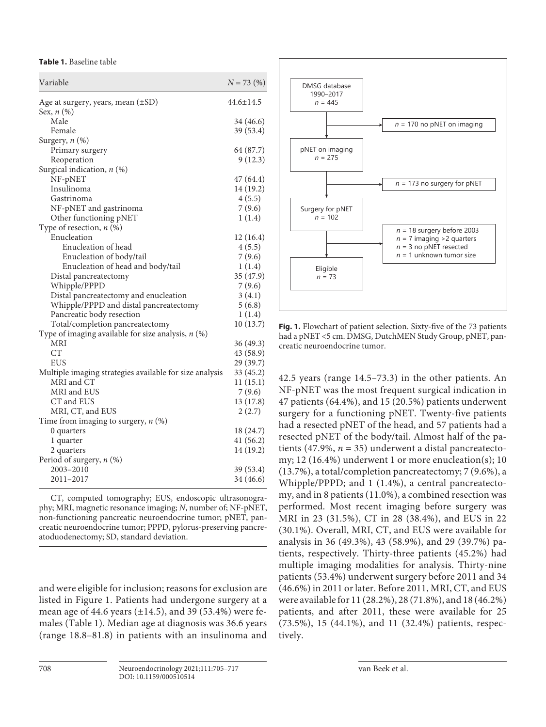**Table 1.** Baseline table

| Variable | $N$ = 73 (%) |
|---|---|
| Age at surgery, years, mean (±SD) | 44.6±14.5 |
| Sex, $n$ (%) | |
| Male | 34 (46.6) |
| Female | 39 (53.4) |
| Surgery, $n$ (%) | |
| Primary surgery | 64 (87.7) |
| Reoperation | 9 (12.3) |
| Surgical indication, $n$ (%) | |
| NF-pNET | 47 (64.4) |
| Insulinoma | 14 (19.2) |
| Gastrinoma | 4 (5.5) |
| NF-pNET and gastrinoma | 7 (9.6) |
| Other functioning pNET | 1 (1.4) |
| Type of resection, $n$ (%) | |
| Enucleation | 12 (16.4) |
| Enucleation of head | 4 (5.5) |
| Enucleation of body/tail | 7 (9.6) |
| Enucleation of head and body/tail | 1 (1.4) |
| Distal pancreatectomy | 35 (47.9) |
| Whipple/PPPD | 7 (9.6) |
| Distal pancreatectomy and enucleation | 3 (4.1) |
| Whipple/PPPD and distal pancreatectomy | 5 (6.8) |
| Pancreatic body resection | 1 (1.4) |
| Total/completion pancreatectomy | 10 (13.7) |
| Type of imaging available for size analysis, $n$ (%) | |
| MRI | 36 (49.3) |
| CT | 43 (58.9) |
| EUS | 29 (39.7) |
| Multiple imaging strategies available for size analysis | 33 (45.2) |
| MRI and CT | 11 (15.1) |
| MRI and EUS | 7 (9.6) |
| CT and EUS | 13 (17.8) |
| MRI, CT, and EUS | 2 (2.7) |
| Time from imaging to surgery, $n$ (%) | |
| 0 quarters | 18 (24.7) |
| 1 quarter | 41 (56.2) |
| 2 quarters | 14 (19.2) |
| Period of surgery, $n$ (%) | |
| 2003–2010 | 39 (53.4) |
| 2011–2017 | 34 (46.6) |

CT, computed tomography; EUS, endoscopic ultrasonography; MRI, magnetic resonance imaging; $N$, number of; NF-pNET, non-functioning pancreatic neuroendocrine tumor; pNET, pancreatic neuroendocrine tumor; PPPD, pylorus-preserving pancreatoduodenectomy; SD, standard deviation.

and were eligible for inclusion; reasons for exclusion are listed in Figure 1. Patients had undergone surgery at a mean age of 44.6 years (±14.5), and 39 (53.4%) were females (Table 1). Median age at diagnosis was 36.6 years (range 18.8–81.8) in patients with an insulinoma and 42.5 years (range 14.5–73.3) in the other patients. An NF-pNET was the most frequent surgical indication in 47 patients (64.4%), and 15 (20.5%) patients underwent surgery for a functioning pNET. Twenty-five patients had a resected pNET of the head, and 57 patients had a resected pNET of the body/tail. Almost half of the patients (47.9%, $n$ = 35) underwent a distal pancreatectomy; 12 (16.4%) underwent 1 or more enucleation(s); 10 (13.7%), a total/completion pancreatectomy; 7 (9.6%), a Whipple/PPPD; and 1 (1.4%), a central pancreatectomy, and in 8 patients (11.0%), a combined resection was performed. Most recent imaging before surgery was MRI in 23 (31.5%), CT in 28 (38.4%), and EUS in 22 (30.1%). Overall, MRI, CT, and EUS were available for analysis in 36 (49.3%), 43 (58.9%), and 29 (39.7%) patients, respectively. Thirty-three patients (45.2%) had multiple imaging modalities for analysis. Thirty-nine patients (53.4%) underwent surgery before 2011 and 34 (46.6%) in 2011 or later. Before 2011, MRI, CT, and EUS were available for 11 (28.2%), 28 (71.8%), and 18 (46.2%) patients, and after 2011, these were available for 25 (73.5%), 15 (44.1%), and 11 (32.4%) patients, respectively.

DMSG database 1990–2017 $n$ = 445 → $n$ = 170 no pNET on imaging → pNET on imaging $n$ = 275 → $n$ = 173 no surgery for pNET → Surgery for pNET $n$ = 102 → $n$ = 18 surgery before 2003; $n$ = 7 imaging >2 quarters; $n$ = 3 no pNET resected; $n$ = 1 unknown tumor size → Eligible $n$ = 73

**Fig. 1.** Flowchart of patient selection. Sixty-five of the 73 patients had a pNET <5 cm. DMSG, DutchMEN Study Group, pNET, pancreatic neuroendocrine tumor.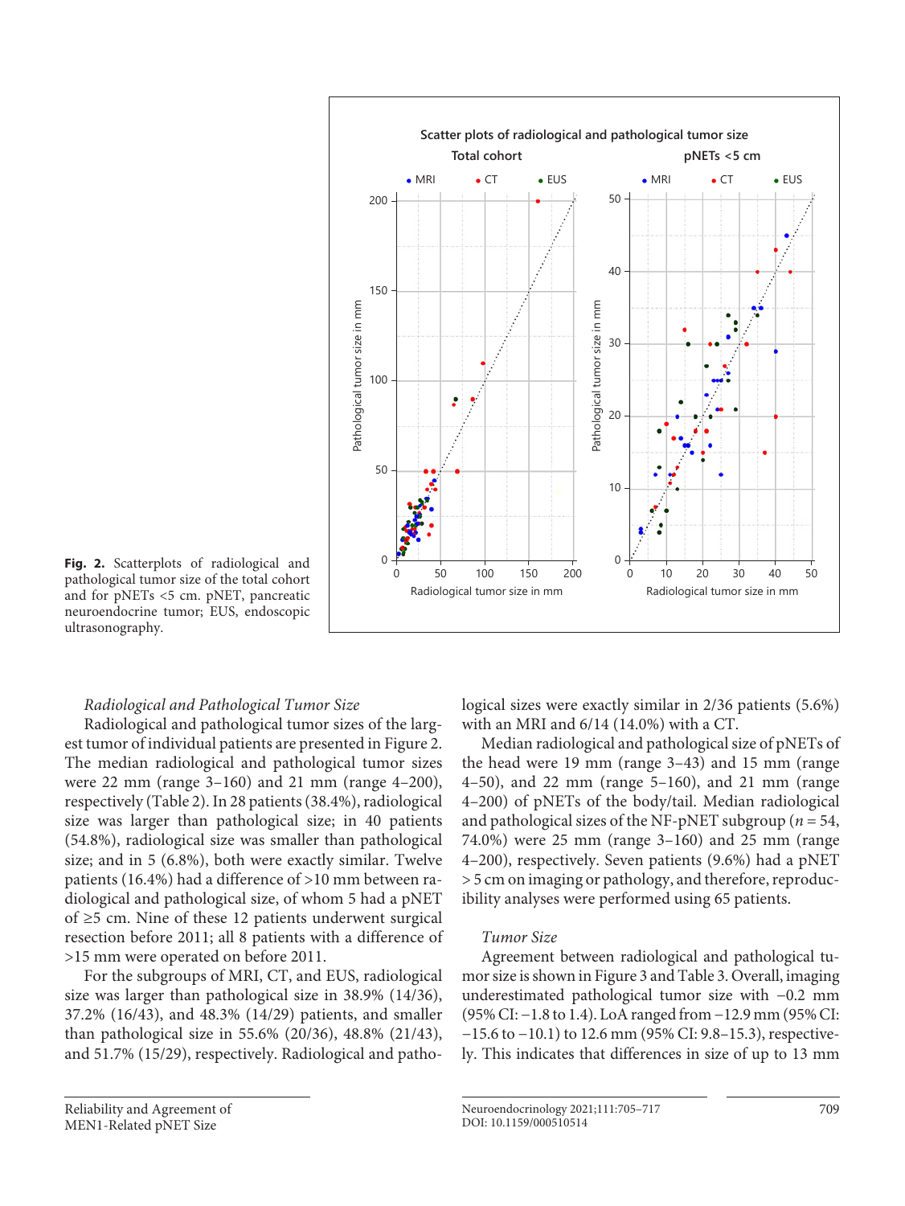**Fig. 2.** Scatterplots of radiological and pathological tumor size of the total cohort and for pNETs <5 cm. pNET, pancreatic neuroendocrine tumor; EUS, endoscopic ultrasonography.

*Radiological and Pathological Tumor Size*

Radiological and pathological tumor sizes of the largest tumor of individual patients are presented in Figure 2. The median radiological and pathological tumor sizes were 22 mm (range 3–160) and 21 mm (range 4–200), respectively (Table 2). In 28 patients (38.4%), radiological size was larger than pathological size; in 40 patients (54.8%), radiological size was smaller than pathological size; and in 5 (6.8%), both were exactly similar. Twelve patients (16.4%) had a difference of >10 mm between radiological and pathological size, of whom 5 had a pNET of ≥5 cm. Nine of these 12 patients underwent surgical resection before 2011; all 8 patients with a difference of >15 mm were operated on before 2011.

For the subgroups of MRI, CT, and EUS, radiological size was larger than pathological size in 38.9% (14/36), 37.2% (16/43), and 48.3% (14/29) patients, and smaller than pathological size in 55.6% (20/36), 48.8% (21/43), and 51.7% (15/29), respectively. Radiological and pathological sizes were exactly similar in 2/36 patients (5.6%) with an MRI and 6/14 (14.0%) with a CT.

Median radiological and pathological size of pNETs of the head were 19 mm (range 3–43) and 15 mm (range 4–50), and 22 mm (range 5–160), and 21 mm (range 4–200) of pNETs of the body/tail. Median radiological and pathological sizes of the NF-pNET subgroup ($n$ = 54, 74.0%) were 25 mm (range 3–160) and 25 mm (range 4–200), respectively. Seven patients (9.6%) had a pNET > 5 cm on imaging or pathology, and therefore, reproducibility analyses were performed using 65 patients.

*Tumor Size*

Agreement between radiological and pathological tumor size is shown in Figure 3 and Table 3. Overall, imaging underestimated pathological tumor size with −0.2 mm (95% CI: −1.8 to 1.4). LoA ranged from −12.9 mm (95% CI: −15.6 to −10.1) to 12.6 mm (95% CI: 9.8–15.3), respectively. This indicates that differences in size of up to 13 mm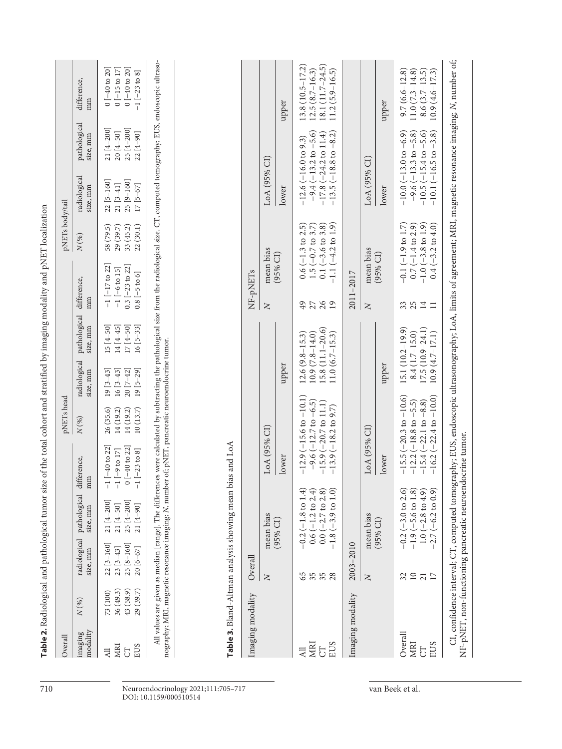**Table 2.** Radiological and pathological tumor size of the total cohort and stratified by imaging modality and pNET localization

| Overall | | | | | pNETs head | | | | pNETs body/tail | | | |
|---|---|---|---|---|---|---|---|---|---|---|---|---|
| imaging modality | N (%) | radiological size, mm | pathological size, mm | difference, mm | N (%) | radiological size, mm | pathological size, mm | difference, mm | N (%) | radiological size, mm | pathological size, mm | difference, mm |
| All | 73 (100) | 22 [3–160] | 21 [4–200] | −1 [−40 to 22] | 26 (35.6) | 19 [3–43] | 15 [4–50] | −1 [−17 to 22] | 58 (79.5) | 22 [5–160] | 21 [4–200] | 0 [−40 to 20] |
| MRI | 36 (49.3) | 23 [3–43] | 21 [4–50] | −1 [−9 to 17] | 14 (19.2) | 16 [3–43] | 14 [4–45] | −1 [−6 to 15] | 29 (39.7) | 21 [3–41] | 20 [4–50] | 0 [−15 to 17] |
| CT | 43 (58.9) | 25 [8–160] | 25 [4–200] | 0 [−40 to 22] | 14 (19.2) | 20 [7–42] | 17 [4–50] | 0.3 [−23 to 22] | 33 (45.2) | 25 [9–160] | 25 [4–200] | 0 [−40 to 20] |
| EUS | 29 (39.7) | 20 [6–67] | 21 [4–90] | −1 [−23 to 8] | 10 (13.7) | 19 [5–29] | 16 [5–33] | 0.8 [−5 to 6] | 22 (30.1) | 17 [5–67] | 22 [4–90] | −1 [−23 to 8] |

All values are given as median [range]. The differences were calculated by subtracting the pathological size from the radiological size. CT, computed tomography; EUS, endoscopic ultrasonography; MRI, magnetic resonance imaging; N, number of; pNET, pancreatic neuroendocrine tumor.

**Table 3.** Bland-Altman analysis showing mean bias and LoA

| Imaging modality | Overall | | | | NF-pNETs | | | |
|---|---|---|---|---|---|---|---|---|
| | N | mean bias (95% CI) | LoA (95% CI) | | N | mean bias (95% CI) | LoA (95% CI) | |
| | | | lower | upper | | | lower | upper |
| All | 65 | −0.2 (−1.8 to 1.4) | −12.9 (−15.6 to −10.1) | 12.6 (9.8–15.3) | 49 | 0.6 (−1.3 to 2.5) | −12.6 (−16.0 to 9.3) | 13.8 (10.5–17.2) |
| MRI | 35 | 0.6 (−1.2 to 2.4) | −9.6 (−12.7 to −6.5) | 10.9 (7.8–14.0) | 27 | 1.5 (−0.7 to 3.7) | −9.4 (−13.2 to −5.6) | 12.5 (8.7–16.3) |
| CT | 35 | 0.0 (−2.7 to 2.8) | −15.9 (−20.7 to 11.1) | 15.8 (11.1–20.6) | 26 | 0.1 (−3.6 to 3.8) | −17.8 (−24.2 to 11.4) | 18.1 (11.7–24.5) |
| EUS | 28 | −1.8 (−3.9 to 1.0) | −13.9 (−18.2 to 9.7) | 11.0 (6.7–15.3) | 19 | −1.1 (−4.2 to 1.9) | −13.5 (−18.8 to −8.2) | 11.2 (5.9–16.5) |
| **Imaging modality** | **2003–2010** | | | | **2011–2017** | | | |
| | N | mean bias (95% CI) | LoA (95% CI) | | N | mean bias (95% CI) | LoA (95% CI) | |
| | | | lower | upper | | | lower | upper |
| Overall | 32 | −0.2 (−3.0 to 2.6) | −15.5 (−20.3 to −10.6) | 15.1 (10.2–19.9) | 33 | −0.1 (−1.9 to 1.7) | −10.0 (−13.0 to −6.9) | 9.7 (6.6–12.8) |
| MRI | 10 | −1.9 (−5.6 to 1.8) | −12.2 (−18.8 to −5.5) | 8.4 (1.7–15.0) | 25 | 0.7 (−1.4 to 2.9) | −9.6 (−13.3 to −5.8) | 11.0 (7.3–14.8) |
| CT | 21 | 1.0 (−2.8 to 4.9) | −15.4 (−22.1 to −8.8) | 17.5 (10.9–24.1) | 14 | −1.0 (−3.8 to 1.9) | −10.5 (−15.4 to −5.6) | 8.6 (3.7–13.5) |
| EUS | 17 | −2.7 (−6.2 to 0.9) | −16.2 (−22.4 to −10.0) | 10.9 (4.7–17.1) | 11 | 0.4 (−3.2 to 4.0) | −10.1 (−16.5 to −3.8) | 10.9 (4.6–17.3) |

CI, confidence interval; CT, computed tomography; EUS, endoscopic ultrasonography; LoA, limits of agreement; MRI, magnetic resonance imaging; N, number of; NF-pNET, non-functioning pancreatic neuroendocrine tumor.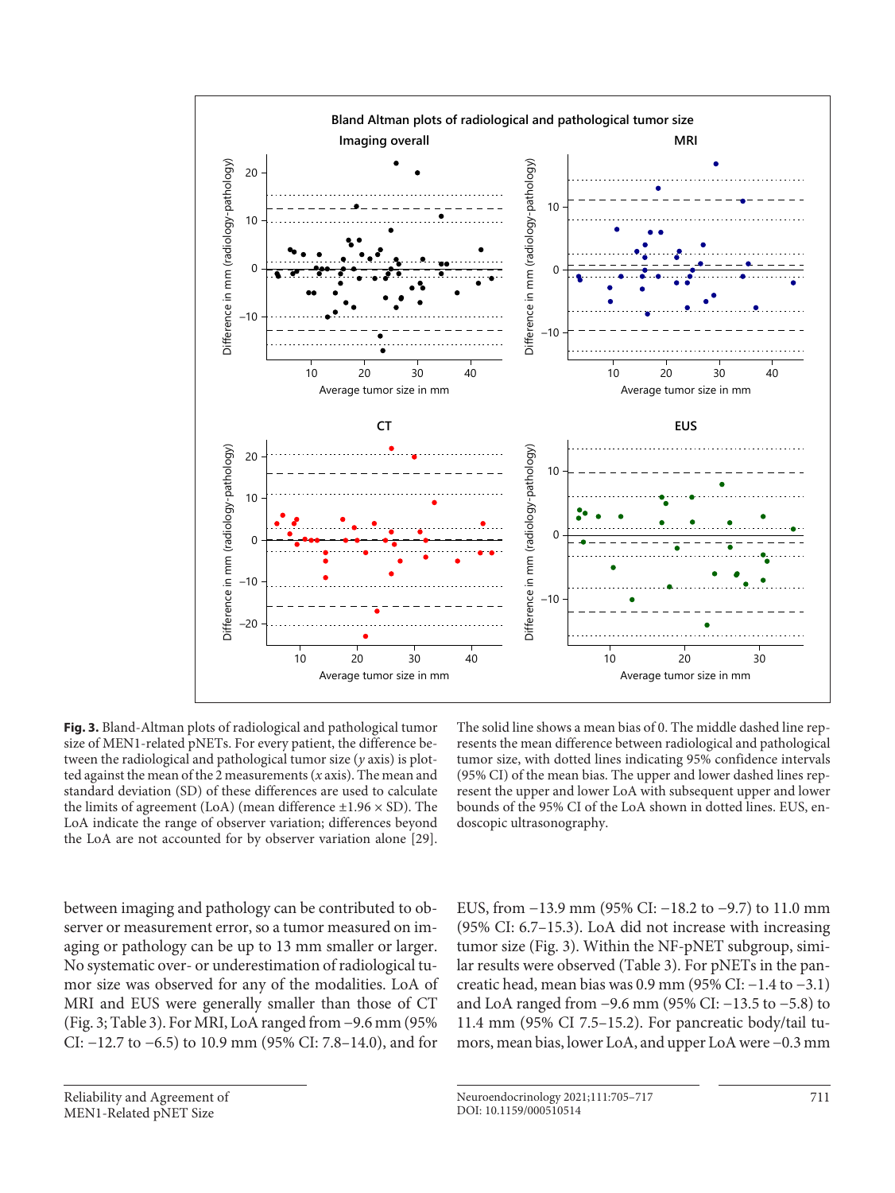**Fig. 3.** Bland-Altman plots of radiological and pathological tumor size of MEN1-related pNETs. For every patient, the difference between the radiological and pathological tumor size (*y* axis) is plotted against the mean of the 2 measurements (*x* axis). The mean and standard deviation (SD) of these differences are used to calculate the limits of agreement (LoA) (mean difference ±1.96 × SD). The LoA indicate the range of observer variation; differences beyond the LoA are not accounted for by observer variation alone [29]. The solid line shows a mean bias of 0. The middle dashed line represents the mean difference between radiological and pathological tumor size, with dotted lines indicating 95% confidence intervals (95% CI) of the mean bias. The upper and lower dashed lines represent the upper and lower LoA with subsequent upper and lower bounds of the 95% CI of the LoA shown in dotted lines. EUS, endoscopic ultrasonography.

between imaging and pathology can be contributed to observer or measurement error, so a tumor measured on imaging or pathology can be up to 13 mm smaller or larger. No systematic over- or underestimation of radiological tumor size was observed for any of the modalities. LoA of MRI and EUS were generally smaller than those of CT (Fig. 3; Table 3). For MRI, LoA ranged from −9.6 mm (95% CI: −12.7 to −6.5) to 10.9 mm (95% CI: 7.8–14.0), and for EUS, from −13.9 mm (95% CI: −18.2 to −9.7) to 11.0 mm (95% CI: 6.7–15.3). LoA did not increase with increasing tumor size (Fig. 3). Within the NF-pNET subgroup, similar results were observed (Table 3). For pNETs in the pancreatic head, mean bias was 0.9 mm (95% CI: −1.4 to −3.1) and LoA ranged from −9.6 mm (95% CI: −13.5 to −5.8) to 11.4 mm (95% CI 7.5–15.2). For pancreatic body/tail tumors, mean bias, lower LoA, and upper LoA were −0.3 mm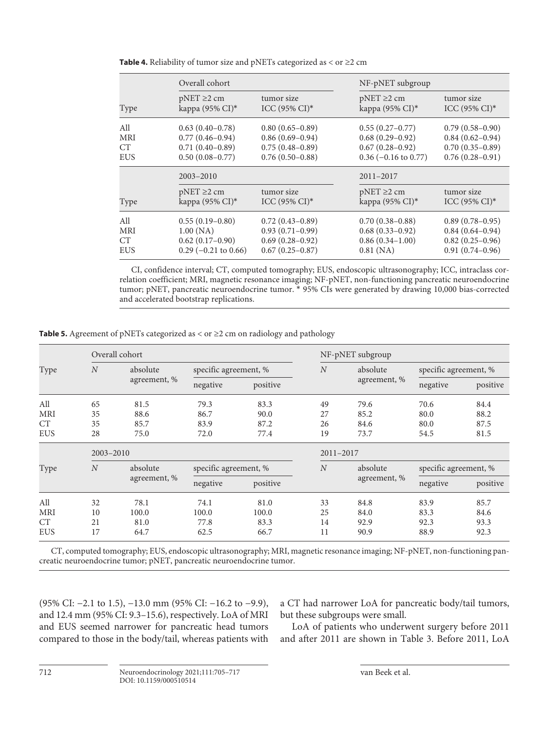**Table 4.** Reliability of tumor size and pNETs categorized as < or ≥2 cm

| Type | Overall cohort | | NF-pNET subgroup | |
|---|---|---|---|---|
| | pNET ≥2 cm kappa (95% CI)* | tumor size ICC (95% CI)* | pNET ≥2 cm kappa (95% CI)* | tumor size ICC (95% CI)* |
| All | 0.63 (0.40–0.78) | 0.80 (0.65–0.89) | 0.55 (0.27–0.77) | 0.79 (0.58–0.90) |
| MRI | 0.77 (0.46–0.94) | 0.86 (0.69–0.94) | 0.68 (0.29–0.92) | 0.84 (0.62–0.94) |
| CT | 0.71 (0.40–0.89) | 0.75 (0.48–0.89) | 0.67 (0.28–0.92) | 0.70 (0.35–0.89) |
| EUS | 0.50 (0.08–0.77) | 0.76 (0.50–0.88) | 0.36 (−0.16 to 0.77) | 0.76 (0.28–0.91) |
| | 2003–2010 | | 2011–2017 | |
| Type | pNET ≥2 cm kappa (95% CI)* | tumor size ICC (95% CI)* | pNET ≥2 cm kappa (95% CI)* | tumor size ICC (95% CI)* |
| All | 0.55 (0.19–0.80) | 0.72 (0.43–0.89) | 0.70 (0.38–0.88) | 0.89 (0.78–0.95) |
| MRI | 1.00 (NA) | 0.93 (0.71–0.99) | 0.68 (0.33–0.92) | 0.84 (0.64–0.94) |
| CT | 0.62 (0.17–0.90) | 0.69 (0.28–0.92) | 0.86 (0.34–1.00) | 0.82 (0.25–0.96) |
| EUS | 0.29 (−0.21 to 0.66) | 0.67 (0.25–0.87) | 0.81 (NA) | 0.91 (0.74–0.96) |

CI, confidence interval; CT, computed tomography; EUS, endoscopic ultrasonography; ICC, intraclass correlation coefficient; MRI, magnetic resonance imaging; NF-pNET, non-functioning pancreatic neuroendocrine tumor; pNET, pancreatic neuroendocrine tumor. * 95% CIs were generated by drawing 10,000 bias-corrected and accelerated bootstrap replications.

**Table 5.** Agreement of pNETs categorized as < or ≥2 cm on radiology and pathology

| Type | Overall cohort | | | | NF-pNET subgroup | | | |
|---|---|---|---|---|---|---|---|---|
| | $N$ | absolute agreement, % | specific agreement, % | | $N$ | absolute agreement, % | specific agreement, % | |
| | | | negative | positive | | | negative | positive |
| All | 65 | 81.5 | 79.3 | 83.3 | 49 | 79.6 | 70.6 | 84.4 |
| MRI | 35 | 88.6 | 86.7 | 90.0 | 27 | 85.2 | 80.0 | 88.2 |
| CT | 35 | 85.7 | 83.9 | 87.2 | 26 | 84.6 | 80.0 | 87.5 |
| EUS | 28 | 75.0 | 72.0 | 77.4 | 19 | 73.7 | 54.5 | 81.5 |
| | 2003–2010 | | | | 2011–2017 | | | |
| Type | $N$ | absolute agreement, % | specific agreement, % | | $N$ | absolute agreement, % | specific agreement, % | |
| | | | negative | positive | | | negative | positive |
| All | 32 | 78.1 | 74.1 | 81.0 | 33 | 84.8 | 83.9 | 85.7 |
| MRI | 10 | 100.0 | 100.0 | 100.0 | 25 | 84.0 | 83.3 | 84.6 |
| CT | 21 | 81.0 | 77.8 | 83.3 | 14 | 92.9 | 92.3 | 93.3 |
| EUS | 17 | 64.7 | 62.5 | 66.7 | 11 | 90.9 | 88.9 | 92.3 |

CT, computed tomography; EUS, endoscopic ultrasonography; MRI, magnetic resonance imaging; NF-pNET, non-functioning pancreatic neuroendocrine tumor; pNET, pancreatic neuroendocrine tumor.

(95% CI: −2.1 to 1.5), −13.0 mm (95% CI: −16.2 to −9.9), and 12.4 mm (95% CI: 9.3–15.6), respectively. LoA of MRI and EUS seemed narrower for pancreatic head tumors compared to those in the body/tail, whereas patients with a CT had narrower LoA for pancreatic body/tail tumors, but these subgroups were small.

LoA of patients who underwent surgery before 2011 and after 2011 are shown in Table 3. Before 2011, LoA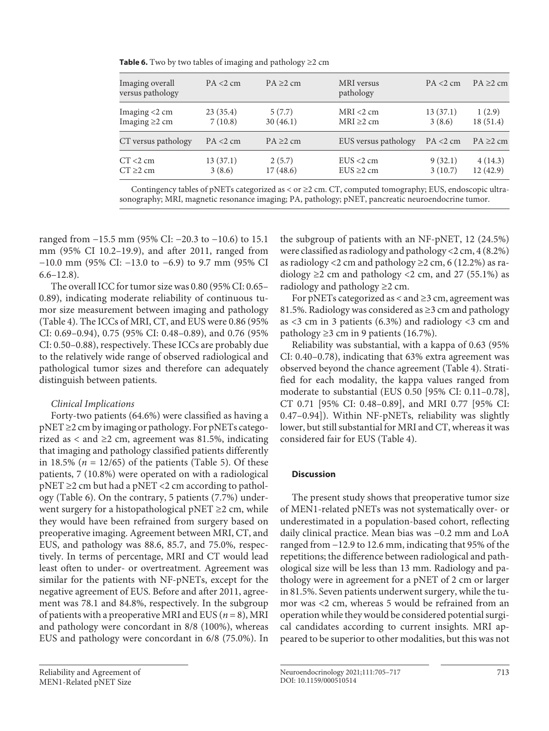**Table 6.** Two by two tables of imaging and pathology ≥2 cm

| Imaging overall versus pathology | PA <2 cm | PA ≥2 cm | MRI versus pathology | PA <2 cm | PA ≥2 cm |
|---|---|---|---|---|---|
| Imaging <2 cm | 23 (35.4) | 5 (7.7) | MRI <2 cm | 13 (37.1) | 1 (2.9) |
| Imaging ≥2 cm | 7 (10.8) | 30 (46.1) | MRI ≥2 cm | 3 (8.6) | 18 (51.4) |
| **CT versus pathology** | **PA <2 cm** | **PA ≥2 cm** | **EUS versus pathology** | **PA <2 cm** | **PA ≥2 cm** |
| CT <2 cm | 13 (37.1) | 2 (5.7) | EUS <2 cm | 9 (32.1) | 4 (14.3) |
| CT ≥2 cm | 3 (8.6) | 17 (48.6) | EUS ≥2 cm | 3 (10.7) | 12 (42.9) |

Contingency tables of pNETs categorized as < or ≥2 cm. CT, computed tomography; EUS, endoscopic ultrasonography; MRI, magnetic resonance imaging; PA, pathology; pNET, pancreatic neuroendocrine tumor.

ranged from −15.5 mm (95% CI: −20.3 to −10.6) to 15.1 mm (95% CI 10.2–19.9), and after 2011, ranged from −10.0 mm (95% CI: −13.0 to −6.9) to 9.7 mm (95% CI 6.6–12.8).

The overall ICC for tumor size was 0.80 (95% CI: 0.65–0.89), indicating moderate reliability of continuous tumor size measurement between imaging and pathology (Table 4). The ICCs of MRI, CT, and EUS were 0.86 (95% CI: 0.69–0.94), 0.75 (95% CI: 0.48–0.89), and 0.76 (95% CI: 0.50–0.88), respectively. These ICCs are probably due to the relatively wide range of observed radiological and pathological tumor sizes and therefore can adequately distinguish between patients.

*Clinical Implications*

Forty-two patients (64.6%) were classified as having a pNET ≥2 cm by imaging or pathology. For pNETs categorized as < and ≥2 cm, agreement was 81.5%, indicating that imaging and pathology classified patients differently in 18.5% ($n = 12/65$) of the patients (Table 5). Of these patients, 7 (10.8%) were operated on with a radiological pNET ≥2 cm but had a pNET <2 cm according to pathology (Table 6). On the contrary, 5 patients (7.7%) underwent surgery for a histopathological pNET ≥2 cm, while they would have been refrained from surgery based on preoperative imaging. Agreement between MRI, CT, and EUS, and pathology was 88.6, 85.7, and 75.0%, respectively. In terms of percentage, MRI and CT would lead least often to under- or overtreatment. Agreement was similar for the patients with NF-pNETs, except for the negative agreement of EUS. Before and after 2011, agreement was 78.1 and 84.8%, respectively. In the subgroup of patients with a preoperative MRI and EUS ($n = 8$), MRI and pathology were concordant in 8/8 (100%), whereas EUS and pathology were concordant in 6/8 (75.0%). In the subgroup of patients with an NF-pNET, 12 (24.5%) were classified as radiology and pathology <2 cm, 4 (8.2%) as radiology <2 cm and pathology ≥2 cm, 6 (12.2%) as radiology ≥2 cm and pathology <2 cm, and 27 (55.1%) as radiology and pathology ≥2 cm.

For pNETs categorized as < and ≥3 cm, agreement was 81.5%. Radiology was considered as ≥3 cm and pathology as <3 cm in 3 patients (6.3%) and radiology <3 cm and pathology ≥3 cm in 9 patients (16.7%).

Reliability was substantial, with a kappa of 0.63 (95% CI: 0.40–0.78), indicating that 63% extra agreement was observed beyond the chance agreement (Table 4). Stratified for each modality, the kappa values ranged from moderate to substantial (EUS 0.50 [95% CI: 0.11–0.78], CT 0.71 [95% CI: 0.48–0.89], and MRI 0.77 [95% CI: 0.47–0.94]). Within NF-pNETs, reliability was slightly lower, but still substantial for MRI and CT, whereas it was considered fair for EUS (Table 4).

## Discussion

The present study shows that preoperative tumor size of MEN1-related pNETs was not systematically over- or underestimated in a population-based cohort, reflecting daily clinical practice. Mean bias was −0.2 mm and LoA ranged from −12.9 to 12.6 mm, indicating that 95% of the repetitions; the difference between radiological and pathological size will be less than 13 mm. Radiology and pathology were in agreement for a pNET of 2 cm or larger in 81.5%. Seven patients underwent surgery, while the tumor was <2 cm, whereas 5 would be refrained from an operation while they would be considered potential surgical candidates according to current insights. MRI appeared to be superior to other modalities, but this was not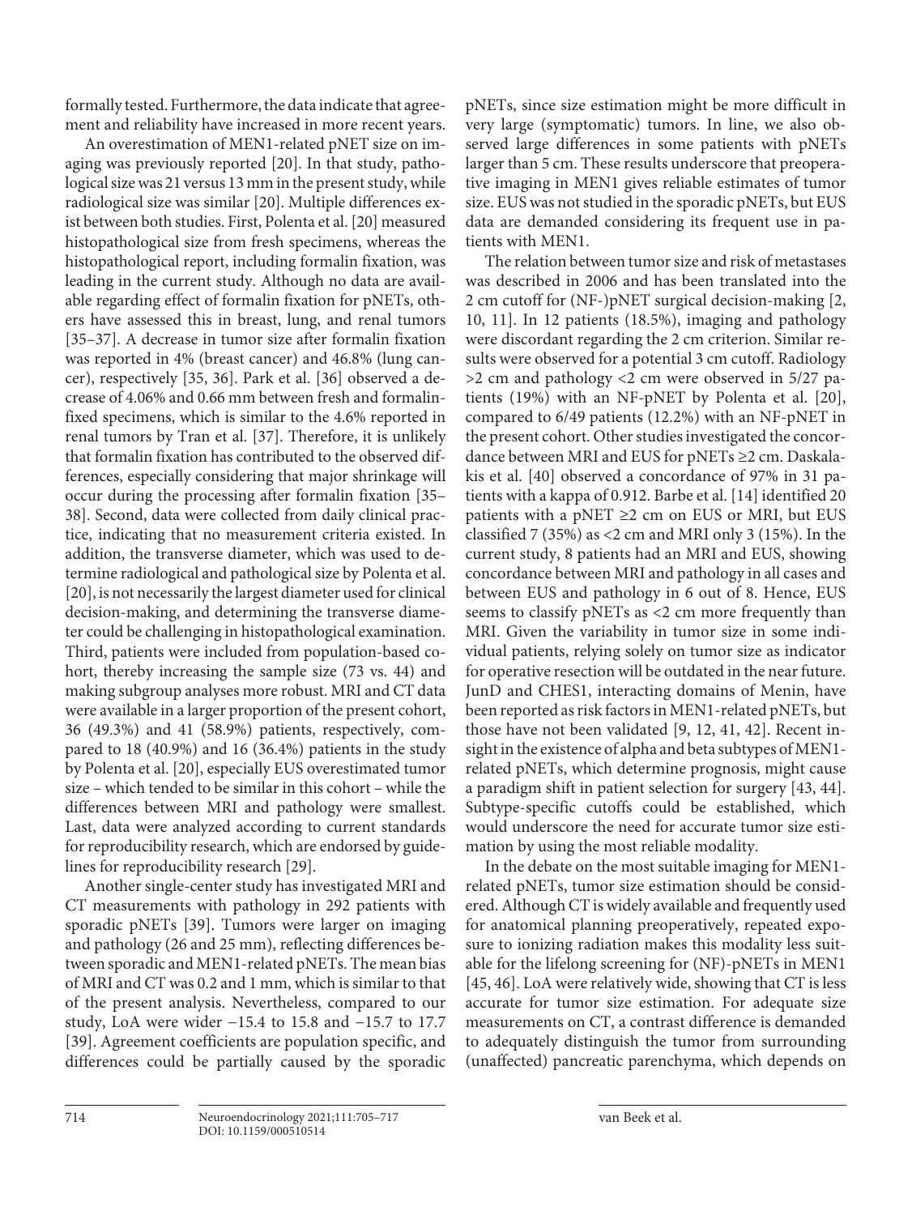formally tested. Furthermore, the data indicate that agreement and reliability have increased in more recent years.

An overestimation of MEN1-related pNET size on imaging was previously reported [20]. In that study, pathological size was 21 versus 13 mm in the present study, while radiological size was similar [20]. Multiple differences exist between both studies. First, Polenta et al. [20] measured histopathological size from fresh specimens, whereas the histopathological report, including formalin fixation, was leading in the current study. Although no data are available regarding effect of formalin fixation for pNETs, others have assessed this in breast, lung, and renal tumors [35–37]. A decrease in tumor size after formalin fixation was reported in 4% (breast cancer) and 46.8% (lung cancer), respectively [35, 36]. Park et al. [36] observed a decrease of 4.06% and 0.66 mm between fresh and formalin-fixed specimens, which is similar to the 4.6% reported in renal tumors by Tran et al. [37]. Therefore, it is unlikely that formalin fixation has contributed to the observed differences, especially considering that major shrinkage will occur during the processing after formalin fixation [35–38]. Second, data were collected from daily clinical practice, indicating that no measurement criteria existed. In addition, the transverse diameter, which was used to determine radiological and pathological size by Polenta et al. [20], is not necessarily the largest diameter used for clinical decision-making, and determining the transverse diameter could be challenging in histopathological examination. Third, patients were included from population-based cohort, thereby increasing the sample size (73 vs. 44) and making subgroup analyses more robust. MRI and CT data were available in a larger proportion of the present cohort, 36 (49.3%) and 41 (58.9%) patients, respectively, compared to 18 (40.9%) and 16 (36.4%) patients in the study by Polenta et al. [20], especially EUS overestimated tumor size – which tended to be similar in this cohort – while the differences between MRI and pathology were smallest. Last, data were analyzed according to current standards for reproducibility research, which are endorsed by guidelines for reproducibility research [29].

Another single-center study has investigated MRI and CT measurements with pathology in 292 patients with sporadic pNETs [39]. Tumors were larger on imaging and pathology (26 and 25 mm), reflecting differences between sporadic and MEN1-related pNETs. The mean bias of MRI and CT was 0.2 and 1 mm, which is similar to that of the present analysis. Nevertheless, compared to our study, LoA were wider −15.4 to 15.8 and −15.7 to 17.7 [39]. Agreement coefficients are population specific, and differences could be partially caused by the sporadic pNETs, since size estimation might be more difficult in very large (symptomatic) tumors. In line, we also observed large differences in some patients with pNETs larger than 5 cm. These results underscore that preoperative imaging in MEN1 gives reliable estimates of tumor size. EUS was not studied in the sporadic pNETs, but EUS data are demanded considering its frequent use in patients with MEN1.

The relation between tumor size and risk of metastases was described in 2006 and has been translated into the 2 cm cutoff for (NF-)pNET surgical decision-making [2, 10, 11]. In 12 patients (18.5%), imaging and pathology were discordant regarding the 2 cm criterion. Similar results were observed for a potential 3 cm cutoff. Radiology >2 cm and pathology <2 cm were observed in 5/27 patients (19%) with an NF-pNET by Polenta et al. [20], compared to 6/49 patients (12.2%) with an NF-pNET in the present cohort. Other studies investigated the concordance between MRI and EUS for pNETs ≥2 cm. Daskalakis et al. [40] observed a concordance of 97% in 31 patients with a kappa of 0.912. Barbe et al. [14] identified 20 patients with a pNET ≥2 cm on EUS or MRI, but EUS classified 7 (35%) as <2 cm and MRI only 3 (15%). In the current study, 8 patients had an MRI and EUS, showing concordance between MRI and pathology in all cases and between EUS and pathology in 6 out of 8. Hence, EUS seems to classify pNETs as <2 cm more frequently than MRI. Given the variability in tumor size in some individual patients, relying solely on tumor size as indicator for operative resection will be outdated in the near future. JunD and CHES1, interacting domains of Menin, have been reported as risk factors in MEN1-related pNETs, but those have not been validated [9, 12, 41, 42]. Recent insight in the existence of alpha and beta subtypes of MEN1-related pNETs, which determine prognosis, might cause a paradigm shift in patient selection for surgery [43, 44]. Subtype-specific cutoffs could be established, which would underscore the need for accurate tumor size estimation by using the most reliable modality.

In the debate on the most suitable imaging for MEN1-related pNETs, tumor size estimation should be considered. Although CT is widely available and frequently used for anatomical planning preoperatively, repeated exposure to ionizing radiation makes this modality less suitable for the lifelong screening for (NF)-pNETs in MEN1 [45, 46]. LoA were relatively wide, showing that CT is less accurate for tumor size estimation. For adequate size measurements on CT, a contrast difference is demanded to adequately distinguish the tumor from surrounding (unaffected) pancreatic parenchyma, which depends on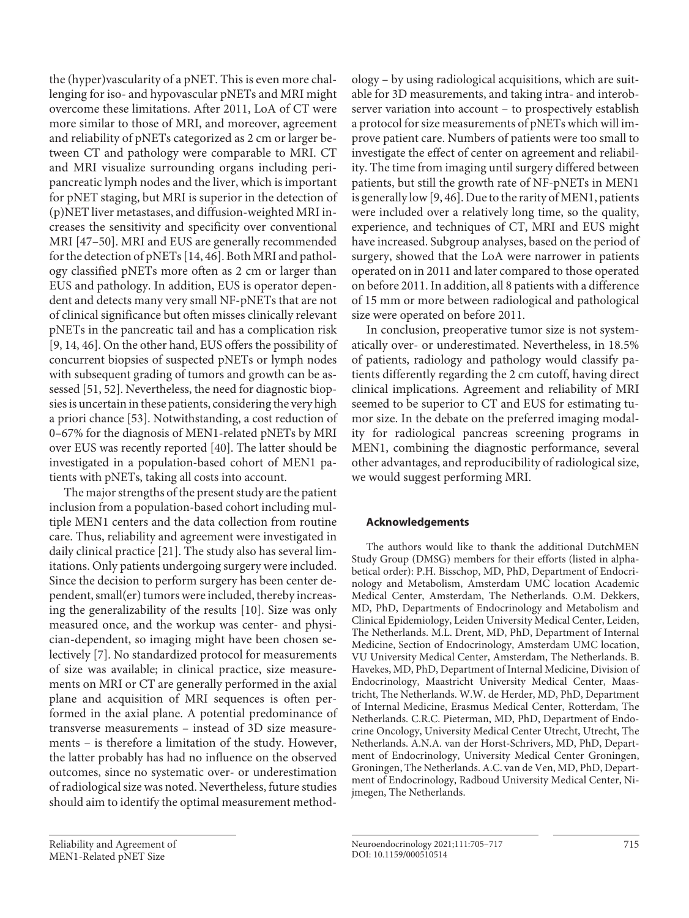the (hyper)vascularity of a pNET. This is even more challenging for iso- and hypovascular pNETs and MRI might overcome these limitations. After 2011, LoA of CT were more similar to those of MRI, and moreover, agreement and reliability of pNETs categorized as 2 cm or larger between CT and pathology were comparable to MRI. CT and MRI visualize surrounding organs including peripancreatic lymph nodes and the liver, which is important for pNET staging, but MRI is superior in the detection of (p)NET liver metastases, and diffusion-weighted MRI increases the sensitivity and specificity over conventional MRI [47–50]. MRI and EUS are generally recommended for the detection of pNETs [14, 46]. Both MRI and pathology classified pNETs more often as 2 cm or larger than EUS and pathology. In addition, EUS is operator dependent and detects many very small NF-pNETs that are not of clinical significance but often misses clinically relevant pNETs in the pancreatic tail and has a complication risk [9, 14, 46]. On the other hand, EUS offers the possibility of concurrent biopsies of suspected pNETs or lymph nodes with subsequent grading of tumors and growth can be assessed [51, 52]. Nevertheless, the need for diagnostic biopsies is uncertain in these patients, considering the very high a priori chance [53]. Notwithstanding, a cost reduction of 0–67% for the diagnosis of MEN1-related pNETs by MRI over EUS was recently reported [40]. The latter should be investigated in a population-based cohort of MEN1 patients with pNETs, taking all costs into account.

The major strengths of the present study are the patient inclusion from a population-based cohort including multiple MEN1 centers and the data collection from routine care. Thus, reliability and agreement were investigated in daily clinical practice [21]. The study also has several limitations. Only patients undergoing surgery were included. Since the decision to perform surgery has been center dependent, small(er) tumors were included, thereby increasing the generalizability of the results [10]. Size was only measured once, and the workup was center- and physician-dependent, so imaging might have been chosen selectively [7]. No standardized protocol for measurements of size was available; in clinical practice, size measurements on MRI or CT are generally performed in the axial plane and acquisition of MRI sequences is often performed in the axial plane. A potential predominance of transverse measurements – instead of 3D size measurements – is therefore a limitation of the study. However, the latter probably has had no influence on the observed outcomes, since no systematic over- or underestimation of radiological size was noted. Nevertheless, future studies should aim to identify the optimal measurement methodology – by using radiological acquisitions, which are suitable for 3D measurements, and taking intra- and interobserver variation into account – to prospectively establish a protocol for size measurements of pNETs which will improve patient care. Numbers of patients were too small to investigate the effect of center on agreement and reliability. The time from imaging until surgery differed between patients, but still the growth rate of NF-pNETs in MEN1 is generally low [9, 46]. Due to the rarity of MEN1, patients were included over a relatively long time, so the quality, experience, and techniques of CT, MRI and EUS might have increased. Subgroup analyses, based on the period of surgery, showed that the LoA were narrower in patients operated on in 2011 and later compared to those operated on before 2011. In addition, all 8 patients with a difference of 15 mm or more between radiological and pathological size were operated on before 2011.

In conclusion, preoperative tumor size is not systematically over- or underestimated. Nevertheless, in 18.5% of patients, radiology and pathology would classify patients differently regarding the 2 cm cutoff, having direct clinical implications. Agreement and reliability of MRI seemed to be superior to CT and EUS for estimating tumor size. In the debate on the preferred imaging modality for radiological pancreas screening programs in MEN1, combining the diagnostic performance, several other advantages, and reproducibility of radiological size, we would suggest performing MRI.

## Acknowledgements

The authors would like to thank the additional DutchMEN Study Group (DMSG) members for their efforts (listed in alphabetical order): P.H. Bisschop, MD, PhD, Department of Endocrinology and Metabolism, Amsterdam UMC location Academic Medical Center, Amsterdam, The Netherlands. O.M. Dekkers, MD, PhD, Departments of Endocrinology and Metabolism and Clinical Epidemiology, Leiden University Medical Center, Leiden, The Netherlands. M.L. Drent, MD, PhD, Department of Internal Medicine, Section of Endocrinology, Amsterdam UMC location, VU University Medical Center, Amsterdam, The Netherlands. B. Havekes, MD, PhD, Department of Internal Medicine, Division of Endocrinology, Maastricht University Medical Center, Maastricht, The Netherlands. W.W. de Herder, MD, PhD, Department of Internal Medicine, Erasmus Medical Center, Rotterdam, The Netherlands. C.R.C. Pieterman, MD, PhD, Department of Endocrine Oncology, University Medical Center Utrecht, Utrecht, The Netherlands. A.N.A. van der Horst-Schrivers, MD, PhD, Department of Endocrinology, University Medical Center Groningen, Groningen, The Netherlands. A.C. van de Ven, MD, PhD, Department of Endocrinology, Radboud University Medical Center, Nijmegen, The Netherlands.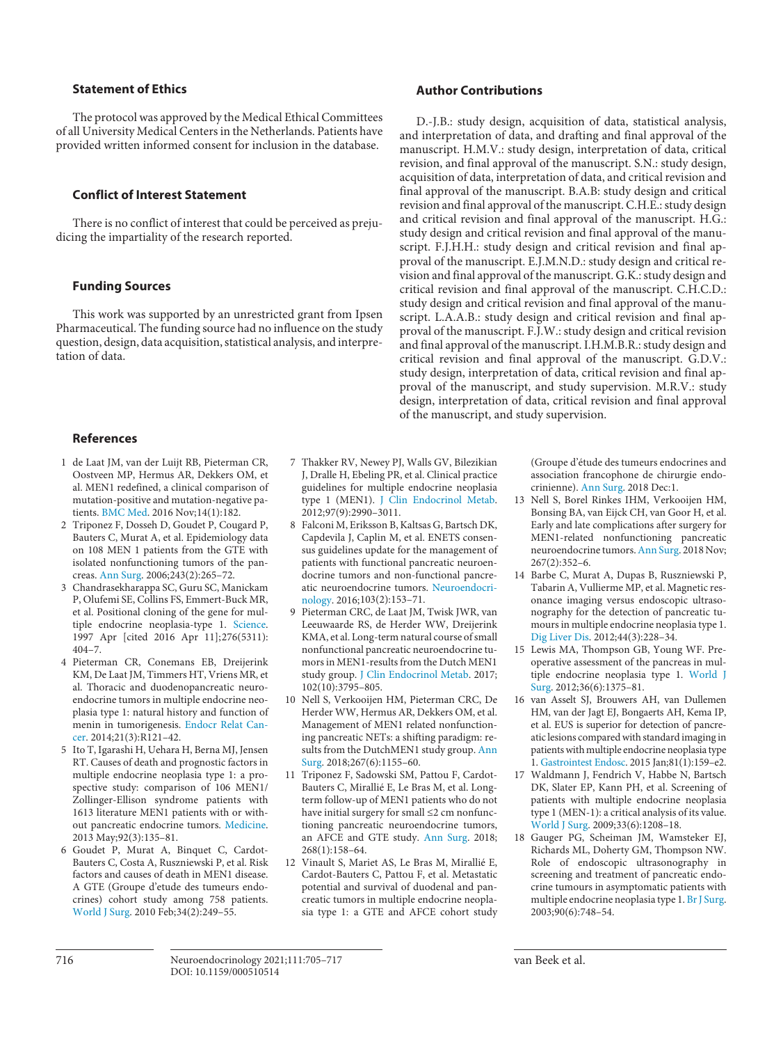## Statement of Ethics

The protocol was approved by the Medical Ethical Committees of all University Medical Centers in the Netherlands. Patients have provided written informed consent for inclusion in the database.

## Conflict of Interest Statement

There is no conflict of interest that could be perceived as prejudicing the impartiality of the research reported.

## Funding Sources

This work was supported by an unrestricted grant from Ipsen Pharmaceutical. The funding source had no influence on the study question, design, data acquisition, statistical analysis, and interpretation of data.

## Author Contributions

D.-J.B.: study design, acquisition of data, statistical analysis, and interpretation of data, and drafting and final approval of the manuscript. H.M.V.: study design, interpretation of data, critical revision, and final approval of the manuscript. S.N.: study design, acquisition of data, interpretation of data, and critical revision and final approval of the manuscript. B.A.B: study design and critical revision and final approval of the manuscript. C.H.E.: study design and critical revision and final approval of the manuscript. H.G.: study design and critical revision and final approval of the manuscript. F.J.H.H.: study design and critical revision and final approval of the manuscript. E.J.M.N.D.: study design and critical revision and final approval of the manuscript. G.K.: study design and critical revision and final approval of the manuscript. C.H.C.D.: study design and critical revision and final approval of the manuscript. L.A.A.B.: study design and critical revision and final approval of the manuscript. F.J.W.: study design and critical revision and final approval of the manuscript. I.H.M.B.R.: study design and critical revision and final approval of the manuscript. G.D.V.: study design, interpretation of data, critical revision and final approval of the manuscript, and study supervision. M.R.V.: study design, interpretation of data, critical revision and final approval of the manuscript, and study supervision.

## References

1. de Laat JM, van der Luijt RB, Pieterman CR, Oostveen MP, Hermus AR, Dekkers OM, et al. MEN1 redefined, a clinical comparison of mutation-positive and mutation-negative patients. BMC Med. 2016 Nov;14(1):182.
2. Triponez F, Dosseh D, Goudet P, Cougard P, Bauters C, Murat A, et al. Epidemiology data on 108 MEN 1 patients from the GTE with isolated nonfunctioning tumors of the pancreas. Ann Surg. 2006;243(2):265–72.
3. Chandrasekharappa SC, Guru SC, Manickam P, Olufemi SE, Collins FS, Emmert-Buck MR, et al. Positional cloning of the gene for multiple endocrine neoplasia-type 1. Science. 1997 Apr [cited 2016 Apr 11];276(5311): 404–7.
4. Pieterman CR, Conemans EB, Dreijerink KM, De Laat JM, Timmers HT, Vriens MR, et al. Thoracic and duodenopancreatic neuroendocrine tumors in multiple endocrine neoplasia type 1: natural history and function of menin in tumorigenesis. Endocr Relat Cancer. 2014;21(3):R121–42.
5. Ito T, Igarashi H, Uehara H, Berna MJ, Jensen RT. Causes of death and prognostic factors in multiple endocrine neoplasia type 1: a prospective study: comparison of 106 MEN1/Zollinger-Ellison syndrome patients with 1613 literature MEN1 patients with or without pancreatic endocrine tumors. Medicine. 2013 May;92(3):135–81.
6. Goudet P, Murat A, Binquet C, Cardot-Bauters C, Costa A, Ruszniewski P, et al. Risk factors and causes of death in MEN1 disease. A GTE (Groupe d'etude des tumeurs endocrines) cohort study among 758 patients. World J Surg. 2010 Feb;34(2):249–55.
7. Thakker RV, Newey PJ, Walls GV, Bilezikian J, Dralle H, Ebeling PR, et al. Clinical practice guidelines for multiple endocrine neoplasia type 1 (MEN1). J Clin Endocrinol Metab. 2012;97(9):2990–3011.
8. Falconi M, Eriksson B, Kaltsas G, Bartsch DK, Capdevila J, Caplin M, et al. ENETS consensus guidelines update for the management of patients with functional pancreatic neuroendocrine tumors and non-functional pancreatic neuroendocrine tumors. Neuroendocrinology. 2016;103(2):153–71.
9. Pieterman CRC, de Laat JM, Twisk JWR, van Leeuwaarde RS, de Herder WW, Dreijerink KMA, et al. Long-term natural course of small nonfunctional pancreatic neuroendocrine tumors in MEN1-results from the Dutch MEN1 study group. J Clin Endocrinol Metab. 2017; 102(10):3795–805.
10. Nell S, Verkooijen HM, Pieterman CRC, De Herder WW, Hermus AR, Dekkers OM, et al. Management of MEN1 related nonfunctioning pancreatic NETs: a shifting paradigm: results from the DutchMEN1 study group. Ann Surg. 2018;267(6):1155–60.
11. Triponez F, Sadowski SM, Pattou F, Cardot-Bauters C, Mirallié E, Le Bras M, et al. Long-term follow-up of MEN1 patients who do not have initial surgery for small ≤2 cm nonfunctioning pancreatic neuroendocrine tumors, an AFCE and GTE study. Ann Surg. 2018; 268(1):158–64.
12. Vinault S, Mariet AS, Le Bras M, Mirallié E, Cardot-Bauters C, Pattou F, et al. Metastatic potential and survival of duodenal and pancreatic tumors in multiple endocrine neoplasia type 1: a GTE and AFCE cohort study (Groupe d'étude des tumeurs endocrines and association francophone de chirurgie endocrinienne). Ann Surg. 2018 Dec:1.
13. Nell S, Borel Rinkes IHM, Verkooijen HM, Bonsing BA, van Eijck CH, van Goor H, et al. Early and late complications after surgery for MEN1-related nonfunctioning pancreatic neuroendocrine tumors. Ann Surg. 2018 Nov; 267(2):352–6.
14. Barbe C, Murat A, Dupas B, Ruszniewski P, Tabarin A, Vullierme MP, et al. Magnetic resonance imaging versus endoscopic ultrasonography for the detection of pancreatic tumours in multiple endocrine neoplasia type 1. Dig Liver Dis. 2012;44(3):228–34.
15. Lewis MA, Thompson GB, Young WF. Preoperative assessment of the pancreas in multiple endocrine neoplasia type 1. World J Surg. 2012;36(6):1375–81.
16. van Asselt SJ, Brouwers AH, van Dullemen HM, van der Jagt EJ, Bongaerts AH, Kema IP, et al. EUS is superior for detection of pancreatic lesions compared with standard imaging in patients with multiple endocrine neoplasia type 1. Gastrointest Endosc. 2015 Jan;81(1):159–e2.
17. Waldmann J, Fendrich V, Habbe N, Bartsch DK, Slater EP, Kann PH, et al. Screening of patients with multiple endocrine neoplasia type 1 (MEN-1): a critical analysis of its value. World J Surg. 2009;33(6):1208–18.
18. Gauger PG, Scheiman JM, Wamsteker EJ, Richards ML, Doherty GM, Thompson NW. Role of endoscopic ultrasonography in screening and treatment of pancreatic endocrine tumours in asymptomatic patients with multiple endocrine neoplasia type 1. Br J Surg. 2003;90(6):748–54.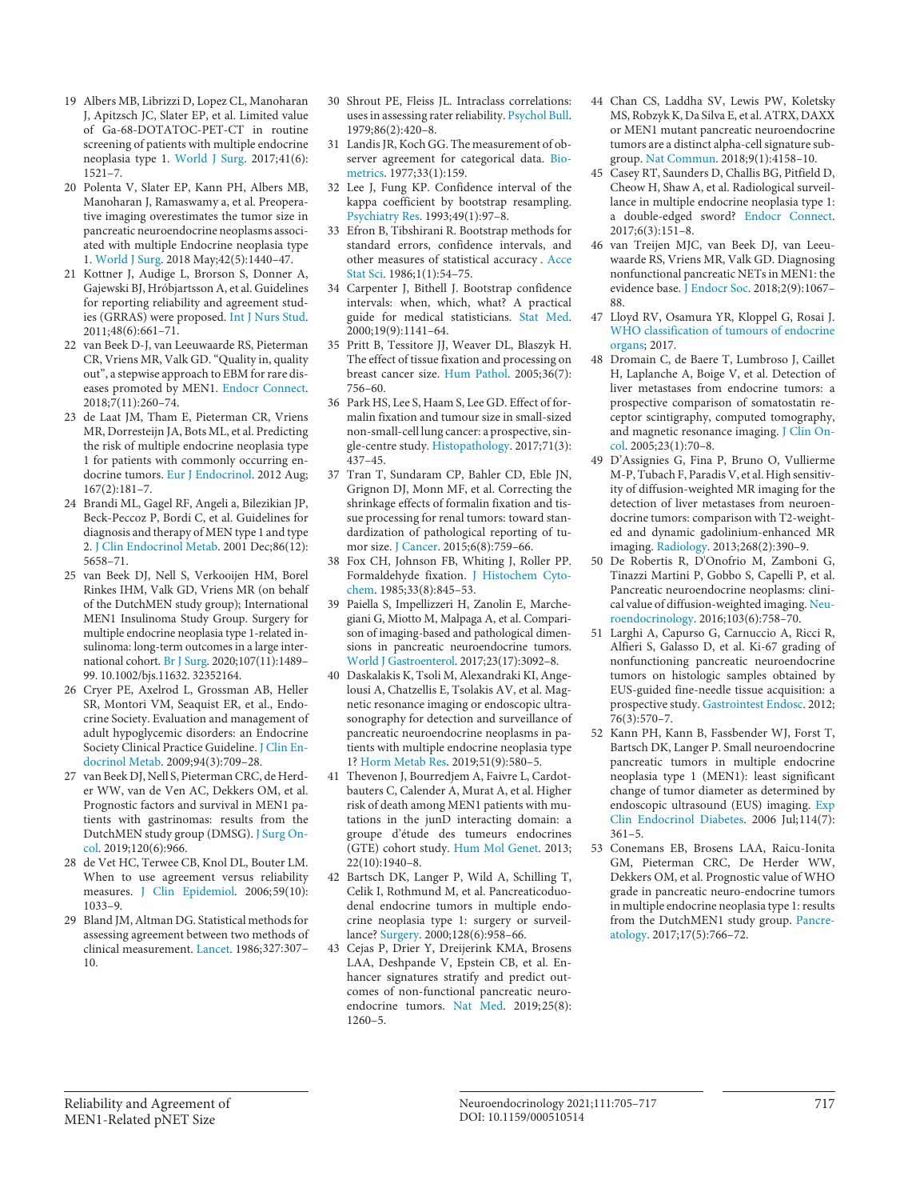19 Albers MB, Librizzi D, Lopez CL, Manoharan J, Apitzsch JC, Slater EP, et al. Limited value of Ga-68-DOTATOC-PET-CT in routine screening of patients with multiple endocrine neoplasia type 1. World J Surg. 2017;41(6):1521–7.

20 Polenta V, Slater EP, Kann PH, Albers MB, Manoharan J, Ramaswamy a, et al. Preoperative imaging overestimates the tumor size in pancreatic neuroendocrine neoplasms associated with multiple Endocrine neoplasia type 1. World J Surg. 2018 May;42(5):1440–47.

21 Kottner J, Audige L, Brorson S, Donner A, Gajewski BJ, Hróbjartsson A, et al. Guidelines for reporting reliability and agreement studies (GRRAS) were proposed. Int J Nurs Stud. 2011;48(6):661–71.

22 van Beek D-J, van Leeuwaarde RS, Pieterman CR, Vriens MR, Valk GD. "Quality in, quality out", a stepwise approach to EBM for rare diseases promoted by MEN1. Endocr Connect. 2018;7(11):260–74.

23 de Laat JM, Tham E, Pieterman CR, Vriens MR, Dorresteijn JA, Bots ML, et al. Predicting the risk of multiple endocrine neoplasia type 1 for patients with commonly occurring endocrine tumors. Eur J Endocrinol. 2012 Aug;167(2):181–7.

24 Brandi ML, Gagel RF, Angeli a, Bilezikian JP, Beck-Peccoz P, Bordi C, et al. Guidelines for diagnosis and therapy of MEN type 1 and type 2. J Clin Endocrinol Metab. 2001 Dec;86(12):5658–71.

25 van Beek DJ, Nell S, Verkooijen HM, Borel Rinkes IHM, Valk GD, Vriens MR (on behalf of the DutchMEN study group); International MEN1 Insulinoma Study Group. Surgery for multiple endocrine neoplasia type 1-related insulinoma: long-term outcomes in a large international cohort. Br J Surg. 2020;107(11):1489–99. 10.1002/bjs.11632. 32352164.

26 Cryer PE, Axelrod L, Grossman AB, Heller SR, Montori VM, Seaquist ER, et al., Endocrine Society. Evaluation and management of adult hypoglycemic disorders: an Endocrine Society Clinical Practice Guideline. J Clin Endocrinol Metab. 2009;94(3):709–28.

27 van Beek DJ, Nell S, Pieterman CRC, de Herder WW, van de Ven AC, Dekkers OM, et al. Prognostic factors and survival in MEN1 patients with gastrinomas: results from the DutchMEN study group (DMSG). J Surg Oncol. 2019;120(6):966.

28 de Vet HC, Terwee CB, Knol DL, Bouter LM. When to use agreement versus reliability measures. J Clin Epidemiol. 2006;59(10):1033–9.

29 Bland JM, Altman DG. Statistical methods for assessing agreement between two methods of clinical measurement. Lancet. 1986;327:307–10.

30 Shrout PE, Fleiss JL. Intraclass correlations: uses in assessing rater reliability. Psychol Bull. 1979;86(2):420–8.

31 Landis JR, Koch GG. The measurement of observer agreement for categorical data. Biometrics. 1977;33(1):159.

32 Lee J, Fung KP. Confidence interval of the kappa coefficient by bootstrap resampling. Psychiatry Res. 1993;49(1):97–8.

33 Efron B, Tibshirani R. Bootstrap methods for standard errors, confidence intervals, and other measures of statistical accuracy . Acce Stat Sci. 1986;1(1):54–75.

34 Carpenter J, Bithell J. Bootstrap confidence intervals: when, which, what? A practical guide for medical statisticians. Stat Med. 2000;19(9):1141–64.

35 Pritt B, Tessitore JJ, Weaver DL, Blaszyk H. The effect of tissue fixation and processing on breast cancer size. Hum Pathol. 2005;36(7):756–60.

36 Park HS, Lee S, Haam S, Lee GD. Effect of formalin fixation and tumour size in small-sized non-small-cell lung cancer: a prospective, single-centre study. Histopathology. 2017;71(3):437–45.

37 Tran T, Sundaram CP, Bahler CD, Eble JN, Grignon DJ, Monn MF, et al. Correcting the shrinkage effects of formalin fixation and tissue processing for renal tumors: toward standardization of pathological reporting of tumor size. J Cancer. 2015;6(8):759–66.

38 Fox CH, Johnson FB, Whiting J, Roller PP. Formaldehyde fixation. J Histochem Cytochem. 1985;33(8):845–53.

39 Paiella S, Impellizzeri H, Zanolin E, Marchegiani G, Miotto M, Malpaga A, et al. Comparison of imaging-based and pathological dimensions in pancreatic neuroendocrine tumors. World J Gastroenterol. 2017;23(17):3092–8.

40 Daskalakis K, Tsoli M, Alexandraki KI, Angelousi A, Chatzellis E, Tsolakis AV, et al. Magnetic resonance imaging or endoscopic ultrasonography for detection and surveillance of pancreatic neuroendocrine neoplasms in patients with multiple endocrine neoplasia type 1? Horm Metab Res. 2019;51(9):580–5.

41 Thevenon J, Bourredjem A, Faivre L, Cardot-bauters C, Calender A, Murat A, et al. Higher risk of death among MEN1 patients with mutations in the junD interacting domain: a groupe d'étude des tumeurs endocrines (GTE) cohort study. Hum Mol Genet. 2013;22(10):1940–8.

42 Bartsch DK, Langer P, Wild A, Schilling T, Celik I, Rothmund M, et al. Pancreaticoduodenal endocrine tumors in multiple endocrine neoplasia type 1: surgery or surveillance? Surgery. 2000;128(6):958–66.

43 Cejas P, Drier Y, Dreijerink KMA, Brosens LAA, Deshpande V, Epstein CB, et al. Enhancer signatures stratify and predict outcomes of non-functional pancreatic neuroendocrine tumors. Nat Med. 2019;25(8):1260–5.

44 Chan CS, Laddha SV, Lewis PW, Koletsky MS, Robzyk K, Da Silva E, et al. ATRX, DAXX or MEN1 mutant pancreatic neuroendocrine tumors are a distinct alpha-cell signature subgroup. Nat Commun. 2018;9(1):4158–10.

45 Casey RT, Saunders D, Challis BG, Pitfield D, Cheow H, Shaw A, et al. Radiological surveillance in multiple endocrine neoplasia type 1: a double-edged sword? Endocr Connect. 2017;6(3):151–8.

46 van Treijen MJC, van Beek DJ, van Leeuwaarde RS, Vriens MR, Valk GD. Diagnosing nonfunctional pancreatic NETs in MEN1: the evidence base. J Endocr Soc. 2018;2(9):1067–88.

47 Lloyd RV, Osamura YR, Kloppel G, Rosai J. WHO classification of tumours of endocrine organs; 2017.

48 Dromain C, de Baere T, Lumbroso J, Caillet H, Laplanche A, Boige V, et al. Detection of liver metastases from endocrine tumors: a prospective comparison of somatostatin receptor scintigraphy, computed tomography, and magnetic resonance imaging. J Clin Oncol. 2005;23(1):70–8.

49 D'Assignies G, Fina P, Bruno O, Vullierme M-P, Tubach F, Paradis V, et al. High sensitivity of diffusion-weighted MR imaging for the detection of liver metastases from neuroendocrine tumors: comparison with T2-weighted and dynamic gadolinium-enhanced MR imaging. Radiology. 2013;268(2):390–9.

50 De Robertis R, D'Onofrio M, Zamboni G, Tinazzi Martini P, Gobbo S, Capelli P, et al. Pancreatic neuroendocrine neoplasms: clinical value of diffusion-weighted imaging. Neuroendocrinology. 2016;103(6):758–70.

51 Larghi A, Capurso G, Carnuccio A, Ricci R, Alfieri S, Galasso D, et al. Ki-67 grading of nonfunctioning pancreatic neuroendocrine tumors on histologic samples obtained by EUS-guided fine-needle tissue acquisition: a prospective study. Gastrointest Endosc. 2012;76(3):570–7.

52 Kann PH, Kann B, Fassbender WJ, Forst T, Bartsch DK, Langer P. Small neuroendocrine pancreatic tumors in multiple endocrine neoplasia type 1 (MEN1): least significant change of tumor diameter as determined by endoscopic ultrasound (EUS) imaging. Exp Clin Endocrinol Diabetes. 2006 Jul;114(7):361–5.

53 Conemans EB, Brosens LAA, Raicu-Ionita GM, Pieterman CRC, De Herder WW, Dekkers OM, et al. Prognostic value of WHO grade in pancreatic neuro-endocrine tumors in multiple endocrine neoplasia type 1: results from the DutchMEN1 study group. Pancreatology. 2017;17(5):766–72.